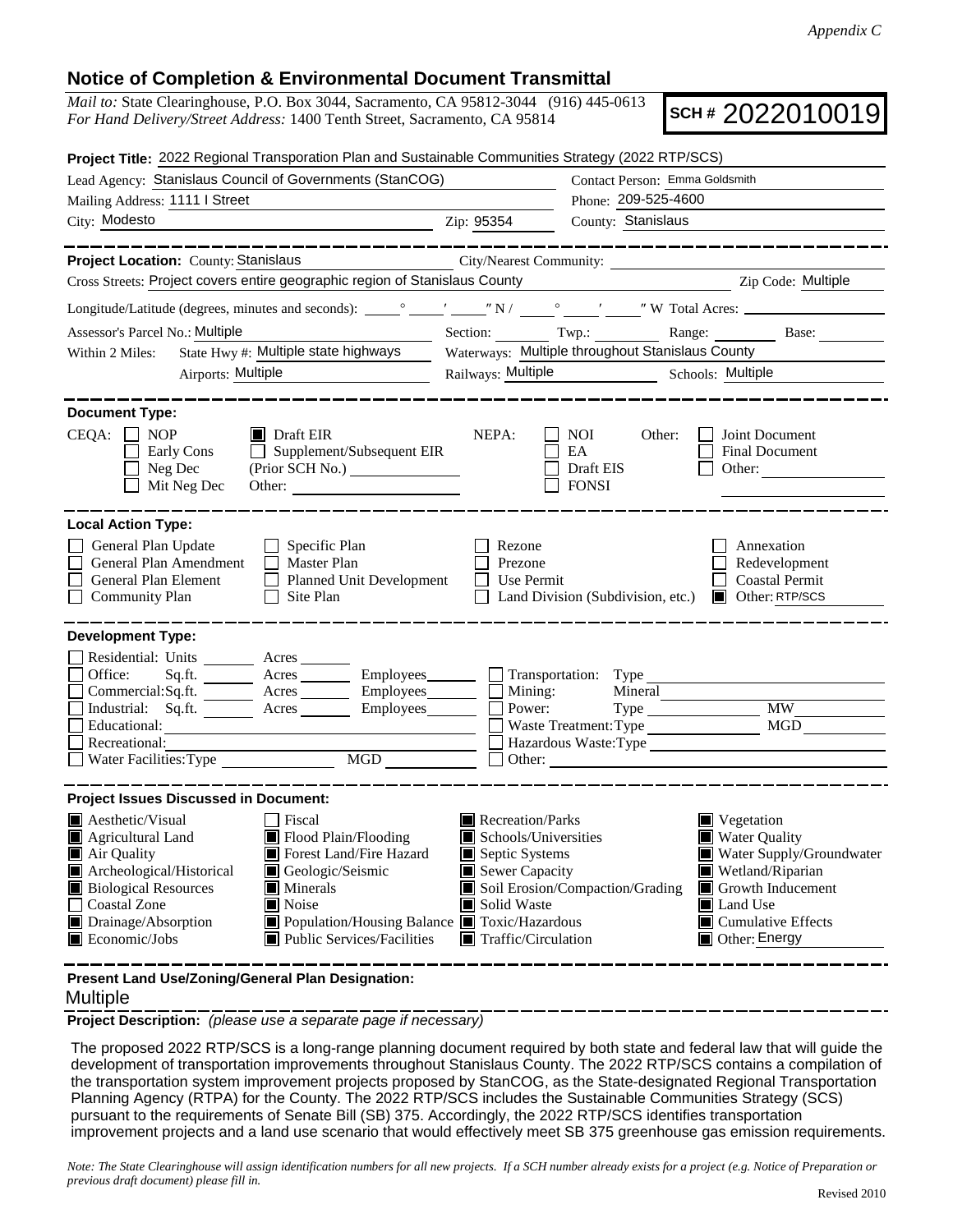*Appendix C*

## Notice of Completion & Environmental Document Transmittal

*Mail to:* State Clearinghouse, P.O. Box 3044, Sacramento, CA 95812-3044 (916) 445-0613
*For Hand Delivery/Street Address:* 1400 Tenth Street, Sacramento, CA 95814

**SCH #** 2022010019

**Project Title:** 2022 Regional Transporation Plan and Sustainable Communities Strategy (2022 RTP/SCS)

Lead Agency: Stanislaus Council of Governments (StanCOG) — Contact Person: Emma Goldsmith

Mailing Address: 1111 I Street — Phone: 209-525-4600

City: Modesto — Zip: 95354 — County: Stanislaus

---

**Project Location:** County: Stanislaus — City/Nearest Community:

Cross Streets: Project covers entire geographic region of Stanislaus County — Zip Code: Multiple

Longitude/Latitude (degrees, minutes and seconds): \_\_\_° \_\_\_′ \_\_\_″ N / \_\_\_° \_\_\_′ \_\_\_″ W Total Acres:

Assessor's Parcel No.: Multiple — Section: — Twp.: — Range: — Base:

Within 2 Miles: State Hwy #: Multiple state highways — Waterways: Multiple throughout Stanislaus County

Airports: Multiple — Railways: Multiple — Schools: Multiple

---

**Document Type:**

CEQA: ☐ NOP ☐ Early Cons ☐ Neg Dec ☐ Mit Neg Dec ☒ Draft EIR ☐ Supplement/Subsequent EIR (Prior SCH No.) Other:

NEPA: ☐ NOI ☐ EA ☐ Draft EIS ☐ FONSI

Other: ☐ Joint Document ☐ Final Document ☐ Other:

---

**Local Action Type:**

☐ General Plan Update ☐ General Plan Amendment ☐ General Plan Element ☐ Community Plan ☐ Specific Plan ☐ Master Plan ☐ Planned Unit Development ☐ Site Plan ☐ Rezone ☐ Prezone ☐ Use Permit ☐ Land Division (Subdivision, etc.) ☐ Annexation ☐ Redevelopment ☐ Coastal Permit ☒ Other: RTP/SCS

---

**Development Type:**

☐ Residential: Units \_\_\_ Acres \_\_\_
☐ Office: Sq.ft. \_\_\_ Acres \_\_\_ Employees \_\_\_
☐ Commercial: Sq.ft. \_\_\_ Acres \_\_\_ Employees \_\_\_
☐ Industrial: Sq.ft. \_\_\_ Acres \_\_\_ Employees \_\_\_
☐ Educational:
☐ Recreational:
☐ Water Facilities: Type \_\_\_ MGD \_\_\_
☐ Transportation: Type
☐ Mining: Mineral
☐ Power: Type \_\_\_ MW
☐ Waste Treatment: Type \_\_\_ MGD
☐ Hazardous Waste: Type
☐ Other:

---

**Project Issues Discussed in Document:**

☒ Aesthetic/Visual
☒ Agricultural Land
☒ Air Quality
☒ Archeological/Historical
☒ Biological Resources
☐ Coastal Zone
☒ Drainage/Absorption
☒ Economic/Jobs
☐ Fiscal
☒ Flood Plain/Flooding
☒ Forest Land/Fire Hazard
☒ Geologic/Seismic
☒ Minerals
☒ Noise
☒ Population/Housing Balance
☒ Public Services/Facilities
☒ Recreation/Parks
☒ Schools/Universities
☒ Septic Systems
☒ Sewer Capacity
☒ Soil Erosion/Compaction/Grading
☒ Solid Waste
☒ Toxic/Hazardous
☒ Traffic/Circulation
☒ Vegetation
☒ Water Quality
☒ Water Supply/Groundwater
☒ Wetland/Riparian
☒ Growth Inducement
☒ Land Use
☒ Cumulative Effects
☒ Other: Energy

---

**Present Land Use/Zoning/General Plan Designation:**

Multiple

**Project Description:** *(please use a separate page if necessary)*

The proposed 2022 RTP/SCS is a long-range planning document required by both state and federal law that will guide the development of transportation improvements throughout Stanislaus County. The 2022 RTP/SCS contains a compilation of the transportation system improvement projects proposed by StanCOG, as the State-designated Regional Transportation Planning Agency (RTPA) for the County. The 2022 RTP/SCS includes the Sustainable Communities Strategy (SCS) pursuant to the requirements of Senate Bill (SB) 375. Accordingly, the 2022 RTP/SCS identifies transportation improvement projects and a land use scenario that would effectively meet SB 375 greenhouse gas emission requirements.

*Note: The State Clearinghouse will assign identification numbers for all new projects. If a SCH number already exists for a project (e.g. Notice of Preparation or previous draft document) please fill in.*

Revised 2010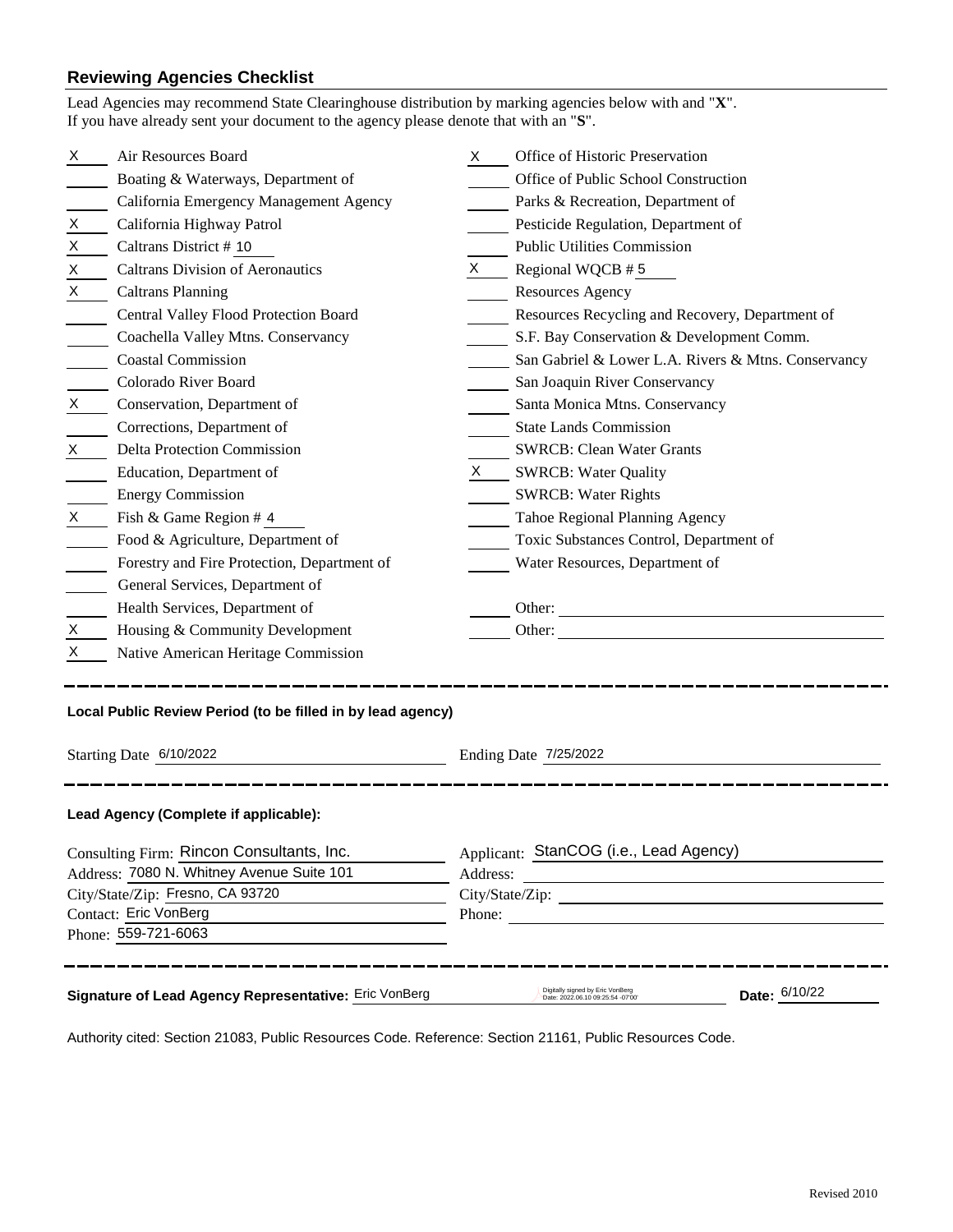## Reviewing Agencies Checklist

Lead Agencies may recommend State Clearinghouse distribution by marking agencies below with and "**X**".
If you have already sent your document to the agency please denote that with an "**S**".

| | | | |
|---|---|---|---|
| X | Air Resources Board | X | Office of Historic Preservation |
| | Boating & Waterways, Department of | | Office of Public School Construction |
| | California Emergency Management Agency | | Parks & Recreation, Department of |
| X | California Highway Patrol | | Pesticide Regulation, Department of |
| X | Caltrans District # 10 | | Public Utilities Commission |
| X | Caltrans Division of Aeronautics | X | Regional WQCB # 5 |
| X | Caltrans Planning | | Resources Agency |
| | Central Valley Flood Protection Board | | Resources Recycling and Recovery, Department of |
| | Coachella Valley Mtns. Conservancy | | S.F. Bay Conservation & Development Comm. |
| | Coastal Commission | | San Gabriel & Lower L.A. Rivers & Mtns. Conservancy |
| | Colorado River Board | | San Joaquin River Conservancy |
| X | Conservation, Department of | | Santa Monica Mtns. Conservancy |
| | Corrections, Department of | | State Lands Commission |
| X | Delta Protection Commission | | SWRCB: Clean Water Grants |
| | Education, Department of | X | SWRCB: Water Quality |
| | Energy Commission | | SWRCB: Water Rights |
| X | Fish & Game Region # 4 | | Tahoe Regional Planning Agency |
| | Food & Agriculture, Department of | | Toxic Substances Control, Department of |
| | Forestry and Fire Protection, Department of | | Water Resources, Department of |
| | General Services, Department of | | |
| | Health Services, Department of | | Other: |
| X | Housing & Community Development | | Other: |
| X | Native American Heritage Commission | | |

**Local Public Review Period (to be filled in by lead agency)**

Starting Date 6/10/2022 Ending Date 7/25/2022

**Lead Agency (Complete if applicable):**

Consulting Firm: Rincon Consultants, Inc.
Address: 7080 N. Whitney Avenue Suite 101
City/State/Zip: Fresno, CA 93720
Contact: Eric VonBerg
Phone: 559-721-6063

Applicant: StanCOG (i.e., Lead Agency)
Address:
City/State/Zip:
Phone:

**Signature of Lead Agency Representative:** Eric VonBerg Digitally signed by Eric VonBerg Date: 2022.06.10 09:25:54 -07'00' **Date:** 6/10/22

Authority cited: Section 21083, Public Resources Code. Reference: Section 21161, Public Resources Code.

Revised 2010